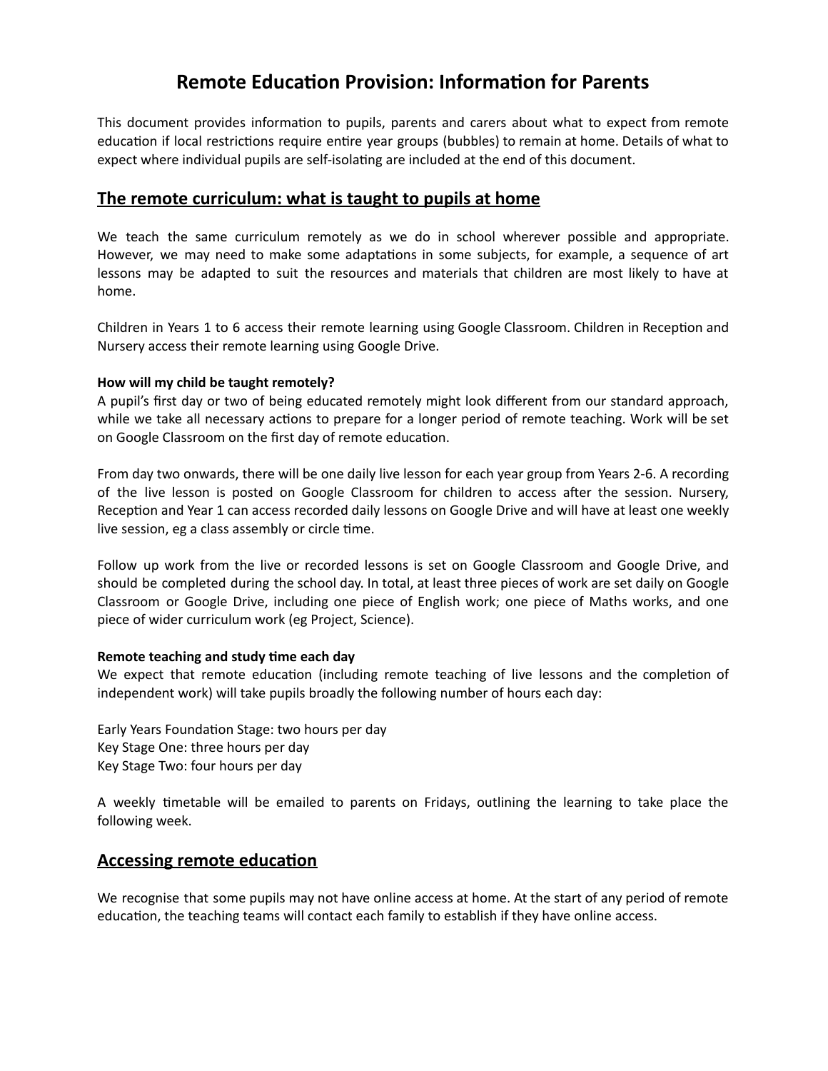# Remote Education Provision: Information for Parents

This document provides information to pupils, parents and carers about what to expect from remote education if local restrictions require entire year groups (bubbles) to remain at home. Details of what to expect where individual pupils are self-isolating are included at the end of this document.

## The remote curriculum: what is taught to pupils at home

We teach the same curriculum remotely as we do in school wherever possible and appropriate. However, we may need to make some adaptations in some subjects, for example, a sequence of art lessons may be adapted to suit the resources and materials that children are most likely to have at home.

Children in Years 1 to 6 access their remote learning using Google Classroom. Children in Reception and Nursery access their remote learning using Google Drive.

**How will my child be taught remotely?**

A pupil's first day or two of being educated remotely might look different from our standard approach, while we take all necessary actions to prepare for a longer period of remote teaching. Work will be set on Google Classroom on the first day of remote education.

From day two onwards, there will be one daily live lesson for each year group from Years 2-6. A recording of the live lesson is posted on Google Classroom for children to access after the session. Nursery, Reception and Year 1 can access recorded daily lessons on Google Drive and will have at least one weekly live session, eg a class assembly or circle time.

Follow up work from the live or recorded lessons is set on Google Classroom and Google Drive, and should be completed during the school day. In total, at least three pieces of work are set daily on Google Classroom or Google Drive, including one piece of English work; one piece of Maths works, and one piece of wider curriculum work (eg Project, Science).

**Remote teaching and study time each day**

We expect that remote education (including remote teaching of live lessons and the completion of independent work) will take pupils broadly the following number of hours each day:

Early Years Foundation Stage: two hours per day
Key Stage One: three hours per day
Key Stage Two: four hours per day

A weekly timetable will be emailed to parents on Fridays, outlining the learning to take place the following week.

## Accessing remote education

We recognise that some pupils may not have online access at home. At the start of any period of remote education, the teaching teams will contact each family to establish if they have online access.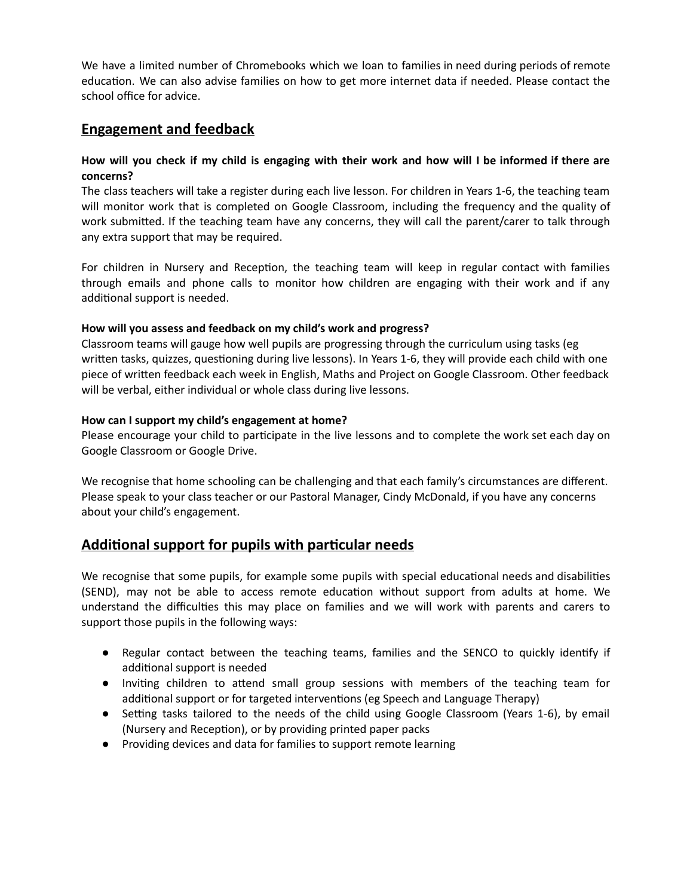We have a limited number of Chromebooks which we loan to families in need during periods of remote education. We can also advise families on how to get more internet data if needed. Please contact the school office for advice.

## Engagement and feedback

**How will you check if my child is engaging with their work and how will I be informed if there are concerns?**

The class teachers will take a register during each live lesson. For children in Years 1-6, the teaching team will monitor work that is completed on Google Classroom, including the frequency and the quality of work submitted. If the teaching team have any concerns, they will call the parent/carer to talk through any extra support that may be required.

For children in Nursery and Reception, the teaching team will keep in regular contact with families through emails and phone calls to monitor how children are engaging with their work and if any additional support is needed.

**How will you assess and feedback on my child's work and progress?**

Classroom teams will gauge how well pupils are progressing through the curriculum using tasks (eg written tasks, quizzes, questioning during live lessons). In Years 1-6, they will provide each child with one piece of written feedback each week in English, Maths and Project on Google Classroom. Other feedback will be verbal, either individual or whole class during live lessons.

**How can I support my child's engagement at home?**

Please encourage your child to participate in the live lessons and to complete the work set each day on Google Classroom or Google Drive.

We recognise that home schooling can be challenging and that each family's circumstances are different. Please speak to your class teacher or our Pastoral Manager, Cindy McDonald, if you have any concerns about your child's engagement.

## Additional support for pupils with particular needs

We recognise that some pupils, for example some pupils with special educational needs and disabilities (SEND), may not be able to access remote education without support from adults at home. We understand the difficulties this may place on families and we will work with parents and carers to support those pupils in the following ways:

- Regular contact between the teaching teams, families and the SENCO to quickly identify if additional support is needed
- Inviting children to attend small group sessions with members of the teaching team for additional support or for targeted interventions (eg Speech and Language Therapy)
- Setting tasks tailored to the needs of the child using Google Classroom (Years 1-6), by email (Nursery and Reception), or by providing printed paper packs
- Providing devices and data for families to support remote learning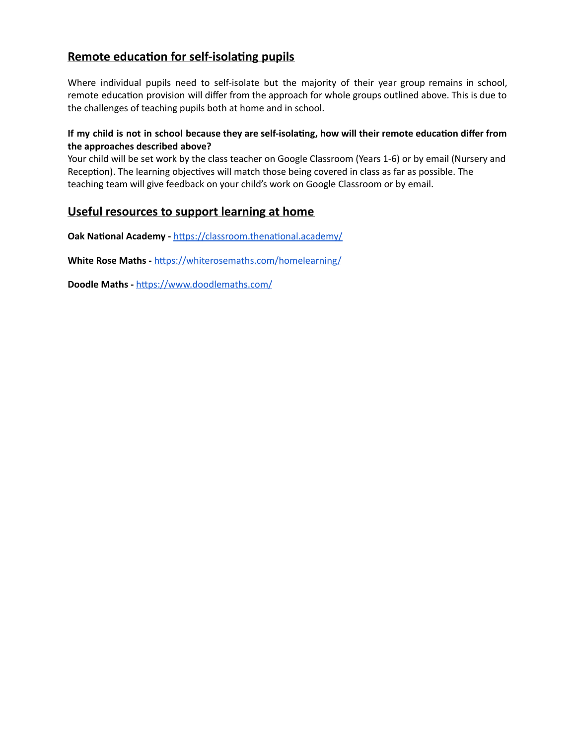## Remote education for self-isolating pupils

Where individual pupils need to self-isolate but the majority of their year group remains in school, remote education provision will differ from the approach for whole groups outlined above. This is due to the challenges of teaching pupils both at home and in school.

**If my child is not in school because they are self-isolating, how will their remote education differ from the approaches described above?**

Your child will be set work by the class teacher on Google Classroom (Years 1-6) or by email (Nursery and Reception). The learning objectives will match those being covered in class as far as possible. The teaching team will give feedback on your child's work on Google Classroom or by email.

## Useful resources to support learning at home

**Oak National Academy -** https://classroom.thenational.academy/

**White Rose Maths -** https://whiterosemaths.com/homelearning/

**Doodle Maths -** https://www.doodlemaths.com/